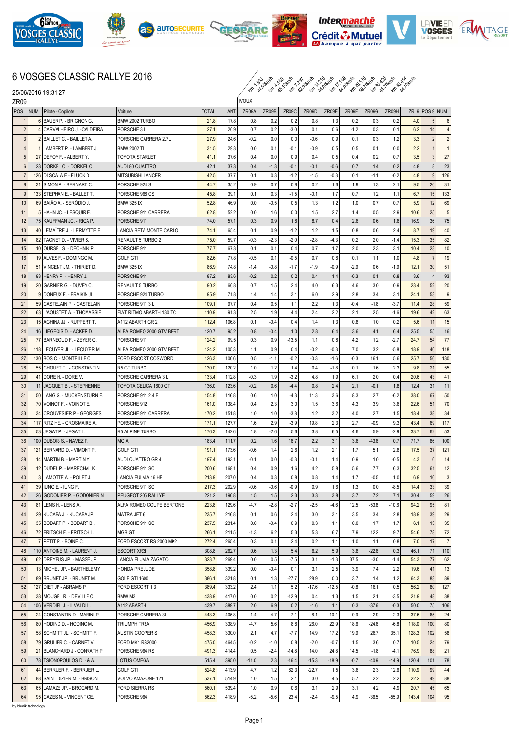# 6 VOSGES CLASSIC RALLYE 2016

25/06/2016 19:31:27

ZR09

IVOUX

km 1.833 44.50km/h | km 4.160 45.10km/h | km 7.797 42.50km/h | km 14.216 44.00km/h | km 17.169 44.00km/h | km 26.576 59.70km/h | km 30.426 44.70km/h | km 38.454 44.70km/h

| POS | NUM | Pilote - Copilote | Voiture | TOTAL | ANT | ZR09A | ZR09B | ZR09C | ZR09D | ZR09E | ZR09F | ZR09G | ZR09H | ZR 9 | POS 9 | NUM |
|---|---|---|---|---|---|---|---|---|---|---|---|---|---|---|---|---|
| 1 | 6 | BAUER P. - BRIGNON G. | BMW 2002 TURBO | 21.8 | 17.8 | 0.8 | 0.2 | 0.2 | 0.8 | 1.3 | 0.2 | 0.3 | 0.2 | 4.0 | 5 | 6 |
| 2 | 4 | CARVALHEIRO J. -CALDEIRA | PORSCHE 3 L | 27.1 | 20.9 | 0.7 | 0.2 | -3.0 | 0.1 | 0.6 | -1.2 | 0.3 | 0.1 | 6.2 | 14 | 4 |
| 3 | 2 | BAILLET C. - BAILLET A. | PORSCHE CARRERA 2.7L | 27.9 | 24.6 | -0.2 | 0.0 | 0.0 | -0.6 | 0.9 | 0.1 | 0.3 | 1.2 | 3.3 | 2 | 2 |
| 4 | 1 | LAMBERT P. - LAMBERT J. | BMW 2002 TI | 31.5 | 29.3 | 0.0 | 0.1 | -0.1 | -0.9 | 0.5 | 0.5 | 0.1 | 0.0 | 2.2 | 1 | 1 |
| 5 | 27 | DEFOY F. - ALBERT Y. | TOYOTA STARLET | 41.1 | 37.6 | 0.4 | 0.0 | 0.9 | 0.4 | 0.5 | 0.4 | 0.2 | 0.7 | 3.5 | 3 | 27 |
| 6 | 23 | DORKEL C. - DORKEL C. | AUDI 80 QUATTRO | 42.1 | 37.3 | 0.4 | -1.3 | -0.1 | -0.1 | -0.6 | 0.7 | 1.4 | 0.2 | 4.8 | 8 | 23 |
| 7 | 126 | DI SCALA E - FLUCK D | MITSUBISHI LANCER | 42.5 | 37.7 | 0.1 | 0.3 | -1.2 | -1.5 | -0.3 | 0.1 | -1.1 | -0.2 | 4.8 | 9 | 126 |
| 8 | 31 | SIMON P. - BERNARD C. | PORSCHE 924 S | 44.7 | 35.2 | 0.9 | 0.7 | 0.8 | 0.2 | 1.6 | 1.9 | 1.3 | 2.1 | 9.5 | 20 | 31 |
| 9 | 133 | STEPHAN E. - BALLET T. | PORSCHE 968 CS | 45.8 | 39.1 | 0.1 | 0.3 | -1.5 | -0.1 | 1.7 | 0.7 | 1.2 | 1.1 | 6.7 | 15 | 133 |
| 10 | 69 | BAIÃO A. - SERÔDIO J. | BMW 325 IX | 52.8 | 46.9 | 0.0 | -0.5 | 0.5 | 1.3 | 1.2 | 1.0 | 0.7 | 0.7 | 5.9 | 12 | 69 |
| 11 | 5 | HAHN JC. - LESQUIR E. | PORSCHE 911 CARRERA | 62.8 | 52.2 | 0.0 | 1.6 | 0.0 | 1.5 | 2.7 | 1.4 | 0.5 | 2.9 | 10.6 | 25 | 5 |
| 12 | 75 | KAUFFMAN JC. - RIGA P. | PORSCHE 911 | 74.0 | 57.1 | 0.3 | 0.9 | 1.8 | 8.7 | 0.4 | 2.6 | 0.6 | 1.6 | 16.9 | 36 | 75 |
| 13 | 40 | LEMAÎTRE J. - LERMYTTE F | LANCIA BETA MONTE CARLO | 74.1 | 65.4 | 0.1 | 0.9 | -1.2 | 1.2 | 1.5 | 0.8 | 0.6 | 2.4 | 8.7 | 19 | 40 |
| 14 | 82 | TACNET D. - VIVIER S. | RENAULT 5 TURBO 2 | 75.0 | 59.7 | -0.3 | -2.3 | -2.0 | -2.8 | -4.3 | 0.2 | 2.0 | -1.4 | 15.3 | 35 | 82 |
| 15 | 10 | OURSEL S. - DECHNIK P. | PORSCHE 911 | 77.7 | 67.3 | 0.1 | 0.1 | 0.4 | 0.7 | 1.7 | 2.0 | 2.3 | 3.1 | 10.4 | 23 | 10 |
| 16 | 19 | ALVES F. - DOMINGO M. | GOLF GTI | 82.6 | 77.8 | -0.5 | 0.1 | -0.5 | 0.7 | 0.8 | 0.1 | 1.1 | 1.0 | 4.8 | 7 | 19 |
| 17 | 51 | VINCENT JM. - THIRIET D. | BMW 325 IX | 86.9 | 74.8 | -1.4 | -0.8 | -1.7 | -1.9 | -0.9 | -2.9 | 0.6 | -1.9 | 12.1 | 30 | 51 |
| 18 | 93 | HENRY P. - HENRY J. | PORSCHE 911 | 87.2 | 83.6 | -0.2 | 0.2 | 0.2 | 0.4 | 1.4 | -0.3 | 0.1 | 0.8 | 3.6 | 4 | 93 |
| 19 | 20 | GARNIER G. - DUVEY C. | RENAULT 5 TURBO | 90.2 | 66.8 | 0.7 | 1.5 | 2.4 | 4.0 | 6.3 | 4.6 | 3.0 | 0.9 | 23.4 | 52 | 20 |
| 20 | 9 | DONEUX F. - FRAIKIN JL. | PORSCHE 924 TURBO | 95.9 | 71.8 | 1.4 | 1.4 | 3.1 | 6.0 | 2.9 | 2.8 | 3.4 | 3.1 | 24.1 | 53 | 9 |
| 21 | 59 | CASTELAIN P. - CASTELAIN | PORSCHE 911 3 L | 109.1 | 97.7 | 0.4 | 0.5 | 1.1 | 2.2 | 1.3 | -0.4 | -1.8 | -3.7 | 11.4 | 28 | 59 |
| 22 | 63 | L'AOUSTET A. - THOMASSIE | FIAT RITMO ABARTH 130 TC | 110.9 | 91.3 | 2.5 | 1.9 | 4.4 | 2.4 | 2.2 | 2.1 | 2.5 | -1.6 | 19.6 | 42 | 63 |
| 23 | 15 | AGHINA JJ. - RUPPERT T. | A112 ABARTH GR 2 | 112.4 | 106.8 | 0.1 | -0.4 | 0.4 | 1.4 | 1.3 | 0.8 | 1.0 | 0.2 | 5.6 | 11 | 15 |
| 24 | 16 | LIEGEOIS D. - ACKER D. | ALFA ROMEO 2000 GTV BERT | 120.7 | 95.2 | 0.8 | -0.4 | 1.0 | 2.8 | 6.4 | 3.6 | 4.1 | 6.4 | 25.5 | 55 | 16 |
| 25 | 77 | BARNEOUD F. - ZEYER G. | PORSCHE 911 | 124.2 | 99.5 | 0.3 | 0.9 | -13.5 | 1.1 | 0.8 | 4.2 | 1.2 | -2.7 | 24.7 | 54 | 77 |
| 26 | 118 | LECUYER JL. - LECUYER M. | ALFA ROMEO 2000 GTV BERT | 124.2 | 105.3 | 1.1 | 0.9 | 0.4 | -0.2 | -0.3 | 7.0 | 3.2 | -5.8 | 18.9 | 40 | 118 |
| 27 | 130 | BOS C. - MONTEILLE C. | FORD ESCORT COSWORD | 126.3 | 100.6 | 0.5 | -1.1 | -0.2 | -0.3 | -1.6 | -0.3 | 16.1 | 5.6 | 25.7 | 56 | 130 |
| 28 | 55 | CHOUET T . - CONSTANTIN | R5 GT TURBO | 130.0 | 120.2 | 1.0 | 1.2 | 1.4 | 0.4 | -1.8 | 0.1 | 1.6 | 2.3 | 9.8 | 21 | 55 |
| 29 | 41 | DORE H. - DORE V. | PORSCHE CARRERA 3 L | 133.4 | 112.8 | -0.3 | 1.9 | -3.2 | 4.8 | 1.9 | 6.1 | 2.0 | 0.4 | 20.6 | 43 | 41 |
| 30 | 11 | JACQUET B . - STEPHENNE | TOYOTA CELICA 1600 GT | 136.0 | 123.6 | -0.2 | 0.6 | -4.4 | 0.8 | 2.4 | 2.1 | -0.1 | 1.8 | 12.4 | 31 | 11 |
| 31 | 50 | LANG G. - MUCKENSTURN F. | PORSCHE 911 2.4 E | 154.8 | 116.8 | 0.6 | 1.0 | -4.3 | 11.3 | 3.6 | 8.3 | 2.7 | -6.2 | 38.0 | 67 | 50 |
| 32 | 70 | VOINOT F. - VOINOT E. | PORSCHE 912 | 161.0 | 138.4 | 0.4 | 2.3 | 3.0 | 1.5 | 3.6 | 4.3 | 3.9 | 3.6 | 22.6 | 51 | 70 |
| 33 | 34 | CROUVESIER P - GEORGES | PORSCHE 911 CARRERA | 170.2 | 151.8 | 1.0 | 1.0 | -3.8 | 1.2 | 3.2 | 4.0 | 2.7 | 1.5 | 18.4 | 38 | 34 |
| 34 | 117 | RITZ HE. - GROSMAIRE A. | PORSCHE 911 | 171.1 | 127.7 | 1.6 | 2.9 | -3.9 | 19.8 | 2.3 | 2.7 | -0.9 | 9.3 | 43.4 | 69 | 117 |
| 35 | 53 | JEGAT P. - JEGAT L. | R5 ALPINE TURBO | 176.3 | 142.6 | 1.8 | -2.6 | 5.6 | 3.8 | 6.5 | 4.6 | 5.9 | -2.9 | 33.7 | 62 | 53 |
| 36 | 100 | DUBOIS S. - NAVEZ P. | MG A | 183.4 | 111.7 | 0.2 | 1.6 | 16.7 | 2.2 | 3.1 | 3.6 | -43.6 | 0.7 | 71.7 | 86 | 100 |
| 37 | 121 | BERNARD D. - VIMONT P. | GOLF GTI | 191.1 | 173.6 | -0.6 | 1.4 | 2.6 | 1.2 | 2.1 | 1.7 | 5.1 | 2.8 | 17.5 | 37 | 121 |
| 38 | 14 | MARTIN B. - MARTIN Y . | AUDI QUATTRO GR 4 | 197.4 | 193.1 | -0.1 | 0.0 | -0.3 | -0.1 | 1.4 | 0.9 | 1.0 | -0.5 | 4.3 | 6 | 14 |
| 39 | 12 | DUDEL P. - MARECHAL K . | PORSCHE 911 SC | 200.6 | 168.1 | 0.4 | 0.9 | 1.6 | 4.2 | 5.8 | 5.6 | 7.7 | 6.3 | 32.5 | 61 | 12 |
| 40 | 3 | LAMOTTE A. - POLET J. | LANCIA FULVIA 16 HF | 213.9 | 207.0 | 0.4 | 0.3 | 0.8 | 0.8 | 1.4 | 1.7 | -0.5 | 1.0 | 6.9 | 16 | 3 |
| 41 | 39 | IUNG E. - IUNG F. | PORSCHE 911 SC | 217.3 | 202.9 | -0.6 | -0.6 | -0.9 | 0.9 | 1.6 | 1.3 | 0.0 | -8.5 | 14.4 | 33 | 39 |
| 42 | 26 | GODONIER P. - GODONIER N | PEUGEOT 205 RALLYE | 221.2 | 190.8 | 1.5 | 1.5 | 2.3 | 3.3 | 3.8 | 3.7 | 7.2 | 7.1 | 30.4 | 59 | 26 |
| 43 | 81 | LENS H. - LENS A. | ALFA ROMEO COUPE BERTONE | 223.8 | 129.6 | -4.7 | -2.8 | -2.7 | -2.5 | -4.6 | 12.5 | -53.8 | -10.6 | 94.2 | 95 | 81 |
| 44 | 29 | KUCABA J. - KUCABA JP. | MATRA JET 6 | 235.7 | 216.8 | 0.1 | 0.6 | 2.4 | 3.0 | 3.1 | 3.5 | 3.4 | 2.8 | 18.9 | 39 | 29 |
| 45 | 35 | BODART P. - BODART B . | PORSCHE 911 SC | 237.5 | 231.4 | 0.0 | -0.4 | 0.9 | 0.3 | 1.1 | 0.0 | 1.7 | 1.7 | 6.1 | 13 | 35 |
| 46 | 72 | FRITSCH F. - FRITSCH L. | MGB GT | 266.1 | 211.5 | -1.3 | 6.2 | 5.3 | 5.3 | 6.7 | 7.9 | 12.2 | 9.7 | 54.6 | 78 | 72 |
| 47 | 7 | PETIT P. - BOINE C. | FORD ESCORT RS 2000 MK2 | 272.4 | 265.4 | 0.3 | 0.1 | 2.4 | 0.2 | 1.1 | 1.0 | 1.1 | 0.8 | 7.0 | 17 | 7 |
| 48 | 110 | ANTOINE M. - LAURENT J. | ESCORT XR3I | 308.8 | 262.7 | 0.6 | 1.3 | 5.4 | 6.2 | 5.9 | 3.8 | -22.6 | 0.3 | 46.1 | 71 | 110 |
| 49 | 62 | DREYFUS JP. - MASSE JP. | LANCIA FLUVIA ZAGATO | 323.7 | 269.4 | 0.0 | 0.5 | -7.5 | 3.1 | -1.3 | 37.5 | -3.0 | -1.4 | 54.3 | 77 | 62 |
| 50 | 13 | MICHEL JP. - BARTHELEMY | HONDA PRELUDE | 358.8 | 339.2 | 0.0 | -0.4 | 0.1 | 3.1 | 2.5 | 3.9 | 7.4 | 2.2 | 19.6 | 41 | 13 |
| 51 | 89 | BRUNET JP. - BRUNET M. | GOLF GTI 1600 | 386.1 | 321.8 | 0.1 | 1.3 | -27.7 | 28.9 | 0.0 | 3.7 | 1.4 | 1.2 | 64.3 | 83 | 89 |
| 52 | 127 | DIET JP - ABRAMS P | FORD ESCORT 1.3 | 389.4 | 333.2 | 2.4 | 1.1 | 5.2 | -17.6 | -12.5 | -0.8 | 16.1 | 0.5 | 56.2 | 80 | 127 |
| 53 | 38 | MOUGEL R. - DEVILLE C. | BMW M3 | 438.9 | 417.0 | 0.0 | 0.2 | -12.9 | 0.4 | 1.3 | 1.5 | 2.1 | -3.5 | 21.9 | 48 | 38 |
| 54 | 106 | VERDIEL J. - ILVALDI L. | A112 ABARTH | 439.7 | 389.7 | 2.0 | 6.9 | 0.2 | -1.6 | 1.1 | 0.3 | -37.6 | -0.3 | 50.0 | 75 | 106 |
| 55 | 24 | CONSTANTIN D - MARINI P | PORSCHE CARRERA 3L | 443.3 | 405.8 | -1.4 | -4.7 | -7.1 | -8.1 | -10.1 | -0.9 | -2.9 | -2.3 | 37.5 | 65 | 24 |
| 56 | 80 | HODINO D. - HODINO M. | TRIUMPH TR3A | 456.9 | 338.9 | -4.7 | 5.6 | 8.8 | 26.0 | 22.9 | 18.6 | -24.6 | -6.8 | 118.0 | 100 | 80 |
| 57 | 58 | SCHMITT JL. - SCHMITT F. | AUSTIN COOPER S | 458.3 | 330.0 | 2.1 | 4.7 | -7.7 | 14.9 | 17.2 | 19.9 | 26.7 | 35.1 | 128.3 | 102 | 58 |
| 58 | 79 | GRULIER C. - CARNET V. | FORD MK1 RS2000 | 475.0 | 464.5 | -0.2 | -1.0 | 0.8 | -2.0 | -0.7 | 1.5 | 3.6 | 0.7 | 10.5 | 24 | 79 |
| 59 | 21 | BLANCHARD J - CONRATH P | PORSCHE 964 RS | 491.3 | 414.4 | 0.5 | -2.4 | -14.8 | 14.0 | 24.8 | 14.5 | -1.8 | -4.1 | 76.9 | 88 | 21 |
| 60 | 78 | TSIONOPOULOS D. - & A. | LOTUS OMEGA | 515.4 | 395.0 | -11.0 | 2.3 | -16.4 | -15.3 | -18.9 | -0.7 | -40.9 | -14.9 | 120.4 | 101 | 78 |
| 61 | 44 | BERRUER F. - BERRUER L. | GOLF GTI | 524.8 | 413.9 | 4.7 | 1.2 | 62.3 | -22.7 | 1.5 | 3.6 | 2.3 | 12.6 | 110.9 | 99 | 44 |
| 62 | 88 | SAINT DIZIER M. - BRISON | VOLVO AMAZONE 121 | 537.1 | 514.9 | 1.0 | 1.5 | 2.1 | 3.0 | 4.5 | 5.7 | 2.2 | 2.2 | 22.2 | 49 | 88 |
| 63 | 65 | LAMAZE JP. - BROCARD M. | FORD SIERRA RS | 560.1 | 539.4 | 1.0 | 0.9 | 0.6 | 3.1 | 2.9 | 3.1 | 4.2 | 4.9 | 20.7 | 45 | 65 |
| 64 | 95 | CAZES N. - VINCENT CE. | PORSCHE 964 | 562.3 | 418.9 | -5.2 | -5.6 | 23.4 | -2.4 | -9.5 | 4.9 | -36.5 | -55.9 | 143.4 | 104 | 95 |

by blunik technology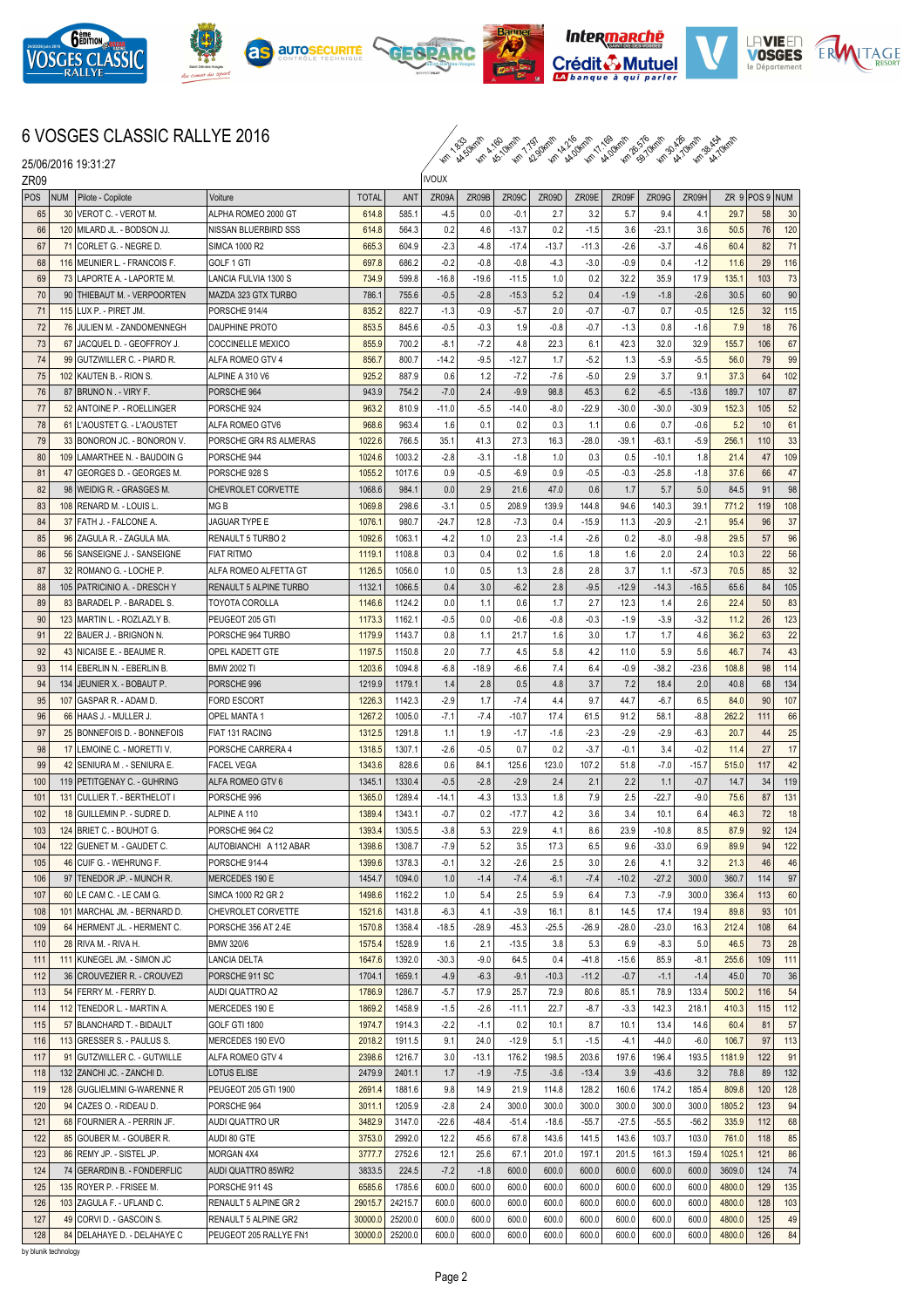# 6 VOSGES CLASSIC RALLYE 2016

25/06/2016 19:31:27

ZR09

| POS | NUM | Pilote - Copilote | Voiture | TOTAL | ANT | ZR09A | ZR09B | ZR09C | ZR09D | ZR09E | ZR09F | ZR09G | ZR09H | ZR 9 | POS 9 | NUM |
|---|---|---|---|---|---|---|---|---|---|---|---|---|---|---|---|---|
| | | | | | | IVOUX km 1.833 44.50km/h | km 4.160 45.10km/h | km 7.797 42.50km/h | km 14.216 44.00km/h | km 17.169 44.00km/h | km 26.576 59.70km/h | km 30.426 44.70km/h | km 38.454 44.70km/h | | | |
| 65 | 30 | VEROT C. - VEROT M. | ALPHA ROMEO 2000 GT | 614.8 | 585.1 | -4.5 | 0.0 | -0.1 | 2.7 | 3.2 | 5.7 | 9.4 | 4.1 | 29.7 | 58 | 30 |
| 66 | 120 | MILARD JL. - BODSON JJ. | NISSAN BLUEBIRD SSS | 614.8 | 564.3 | 0.2 | 4.6 | -13.7 | 0.2 | -1.5 | 3.6 | -23.1 | 3.6 | 50.5 | 76 | 120 |
| 67 | 71 | CORLET G. - NEGRE D. | SIMCA 1000 R2 | 665.3 | 604.9 | -2.3 | -4.8 | -17.4 | -13.7 | -11.3 | -2.6 | -3.7 | -4.6 | 60.4 | 82 | 71 |
| 68 | 116 | MEUNIER L. - FRANCOIS F. | GOLF 1 GTI | 697.8 | 686.2 | -0.2 | -0.8 | -0.8 | -4.3 | -3.0 | -0.9 | 0.4 | -1.2 | 11.6 | 29 | 116 |
| 69 | 73 | LAPORTE A. - LAPORTE M. | LANCIA FULVIA 1300 S | 734.9 | 599.8 | -16.8 | -19.6 | -11.5 | 1.0 | 0.2 | 32.2 | 35.9 | 17.9 | 135.1 | 103 | 73 |
| 70 | 90 | THIEBAUT M. - VERPOORTEN | MAZDA 323 GTX TURBO | 786.1 | 755.6 | -0.5 | -2.8 | -15.3 | 5.2 | 0.4 | -1.9 | -1.8 | -2.6 | 30.5 | 60 | 90 |
| 71 | 115 | LUX P. - PIRET JM. | PORSCHE 914/4 | 835.2 | 822.7 | -1.3 | -0.9 | -5.7 | 2.0 | -0.7 | -0.7 | 0.7 | -0.5 | 12.5 | 32 | 115 |
| 72 | 76 | JULIEN M. - ZANDOMENNEGH | DAUPHINE PROTO | 853.5 | 845.6 | -0.5 | -0.3 | 1.9 | -0.8 | -0.7 | -1.3 | 0.8 | -1.6 | 7.9 | 18 | 76 |
| 73 | 67 | JACQUEL D. - GEOFFROY J. | COCCINELLE MEXICO | 855.9 | 700.2 | -8.1 | -7.2 | 4.8 | 22.3 | 6.1 | 42.3 | 32.0 | 32.9 | 155.7 | 106 | 67 |
| 74 | 99 | GUTZWILLER C. - PIARD R. | ALFA ROMEO GTV 4 | 856.7 | 800.7 | -14.2 | -9.5 | -12.7 | 1.7 | -5.2 | 1.3 | -5.9 | -5.5 | 56.0 | 79 | 99 |
| 75 | 102 | KAUTEN B. - RION S. | ALPINE A 310 V6 | 925.2 | 887.9 | 0.6 | 1.2 | -7.2 | -7.6 | -5.0 | 2.9 | 3.7 | 9.1 | 37.3 | 64 | 102 |
| 76 | 87 | BRUNO N. - VIRY F. | PORSCHE 964 | 943.9 | 754.2 | -7.0 | 2.4 | -9.9 | 98.8 | 45.3 | 6.2 | -6.5 | -13.6 | 189.7 | 107 | 87 |
| 77 | 52 | ANTOINE P. - ROELLINGER | PORSCHE 924 | 963.2 | 810.9 | -11.0 | -5.5 | -14.0 | -8.0 | -22.9 | -30.0 | -30.0 | -30.9 | 152.3 | 105 | 52 |
| 78 | 61 | L'AOUSTET G. - L'AOUSTET | ALFA ROMEO GTV6 | 968.6 | 963.4 | 1.6 | 0.1 | 0.2 | 0.3 | 1.1 | 0.6 | 0.7 | -0.6 | 5.2 | 10 | 61 |
| 79 | 33 | BONORON JC. - BONORON V. | PORSCHE GR4 RS ALMERAS | 1022.6 | 766.5 | 35.1 | 41.3 | 27.3 | 16.3 | -28.0 | -39.1 | -63.1 | -5.9 | 256.1 | 110 | 33 |
| 80 | 109 | LAMARTHEE N. - BAUDOIN G | PORSCHE 944 | 1024.6 | 1003.2 | -2.8 | -3.1 | -1.8 | 1.0 | 0.3 | 0.5 | -10.1 | 1.8 | 21.4 | 47 | 109 |
| 81 | 47 | GEORGES D. - GEORGES M. | PORSCHE 928 S | 1055.2 | 1017.6 | 0.9 | -0.5 | -6.9 | 0.9 | -0.5 | -0.3 | -25.8 | -1.8 | 37.6 | 66 | 47 |
| 82 | 98 | WEIDIG R. - GRASGES M. | CHEVROLET CORVETTE | 1068.6 | 984.1 | 0.0 | 2.9 | 21.6 | 47.0 | 0.6 | 1.7 | 5.7 | 5.0 | 84.5 | 91 | 98 |
| 83 | 108 | RENARD M. - LOUIS L. | MG B | 1069.8 | 298.6 | -3.1 | 0.5 | 208.9 | 139.9 | 144.8 | 94.6 | 140.3 | 39.1 | 771.2 | 119 | 108 |
| 84 | 37 | FATH J. - FALCONE A. | JAGUAR TYPE E | 1076.1 | 980.7 | -24.7 | 12.8 | -7.3 | 0.4 | -15.9 | 11.3 | -20.9 | -2.1 | 95.4 | 96 | 37 |
| 85 | 96 | ZAGULA R. - ZAGULA MA. | RENAULT 5 TURBO 2 | 1092.6 | 1063.1 | -4.2 | 1.0 | 2.3 | -1.4 | -2.6 | 0.2 | -8.0 | -9.8 | 29.5 | 57 | 96 |
| 86 | 56 | SANSEIGNE J. - SANSEIGNE | FIAT RITMO | 1119.1 | 1108.8 | 0.3 | 0.4 | 0.2 | 1.6 | 1.8 | 1.6 | 2.0 | 2.4 | 10.3 | 22 | 56 |
| 87 | 32 | ROMANO G. - LOCHE P. | ALFA ROMEO ALFETTA GT | 1126.5 | 1056.0 | 1.0 | 0.5 | 1.3 | 2.8 | 2.8 | 3.7 | 1.1 | -57.3 | 70.5 | 85 | 32 |
| 88 | 105 | PATRICINIO A. - DRESCH Y | RENAULT 5 ALPINE TURBO | 1132.1 | 1066.5 | 0.4 | 3.0 | -6.2 | 2.8 | -9.5 | -12.9 | -14.3 | -16.5 | 65.6 | 84 | 105 |
| 89 | 83 | BARADEL P. - BARADEL S. | TOYOTA COROLLA | 1146.6 | 1124.2 | 0.0 | 1.1 | 0.6 | 1.7 | 2.7 | 12.3 | 1.4 | 2.6 | 22.4 | 50 | 83 |
| 90 | 123 | MARTIN L. - ROZLAZLY B. | PEUGEOT 205 GTI | 1173.3 | 1162.1 | -0.5 | 0.0 | -0.6 | -0.8 | -0.3 | -1.9 | -3.9 | -3.2 | 11.2 | 26 | 123 |
| 91 | 22 | BAUER J. - BRIGNON N. | PORSCHE 964 TURBO | 1179.9 | 1143.7 | 0.8 | 1.1 | 21.7 | 1.6 | 3.0 | 1.7 | 1.7 | 4.6 | 36.2 | 63 | 22 |
| 92 | 43 | NICAISE E. - BEAUME R. | OPEL KADETT GTE | 1197.5 | 1150.8 | 2.0 | 7.7 | 4.5 | 5.8 | 4.2 | 11.0 | 5.9 | 5.6 | 46.7 | 74 | 43 |
| 93 | 114 | EBERLIN N. - EBERLIN B. | BMW 2002 TI | 1203.6 | 1094.8 | -6.8 | -18.9 | -6.6 | 7.4 | 6.4 | -0.9 | -38.2 | -23.6 | 108.8 | 98 | 114 |
| 94 | 134 | JEUNIER X. - BOBAUT P. | PORSCHE 996 | 1219.9 | 1179.1 | 1.4 | 2.8 | 0.5 | 4.8 | 3.7 | 7.2 | 18.4 | 2.0 | 40.8 | 68 | 134 |
| 95 | 107 | GASPAR R. - ADAM D. | FORD ESCORT | 1226.3 | 1142.3 | -2.9 | 1.7 | -7.4 | 4.4 | 9.7 | 44.7 | -6.7 | 6.5 | 84.0 | 90 | 107 |
| 96 | 66 | HAAS J. - MULLER J. | OPEL MANTA 1 | 1267.2 | 1005.0 | -7.1 | -7.4 | -10.7 | 17.4 | 61.5 | 91.2 | 58.1 | -8.8 | 262.2 | 111 | 66 |
| 97 | 25 | BONNEFOIS D. - BONNEFOIS | FIAT 131 RACING | 1312.5 | 1291.8 | 1.1 | 1.9 | -1.7 | -1.6 | -2.3 | -2.9 | -2.9 | -6.3 | 20.7 | 44 | 25 |
| 98 | 17 | LEMOINE C. - MORETTI V. | PORSCHE CARRERA 4 | 1318.5 | 1307.1 | -2.6 | -0.5 | 0.7 | 0.2 | -3.7 | -0.1 | 3.4 | -0.2 | 11.4 | 27 | 17 |
| 99 | 42 | SENIURA M. - SENIURA E. | FACEL VEGA | 1343.6 | 828.6 | 0.6 | 84.1 | 125.6 | 123.0 | 107.2 | 51.8 | -7.0 | -15.7 | 515.0 | 117 | 42 |
| 100 | 119 | PETITGENAY C. - GUHRING | ALFA ROMEO GTV 6 | 1345.1 | 1330.4 | -0.5 | -2.8 | -2.9 | 2.4 | 2.1 | 2.2 | 1.1 | -0.7 | 14.7 | 34 | 119 |
| 101 | 131 | CULLIER T. - BERTHELOT I | PORSCHE 996 | 1365.0 | 1289.4 | -14.1 | -4.3 | 13.3 | 1.8 | 7.9 | 2.5 | -22.7 | -9.0 | 75.6 | 87 | 131 |
| 102 | 18 | GUILLEMIN P. - SUDRE D. | ALPINE A 110 | 1389.4 | 1343.1 | -0.7 | 0.2 | -17.7 | 4.2 | 3.6 | 3.4 | 10.1 | 6.4 | 46.3 | 72 | 18 |
| 103 | 124 | BRIET C. - BOUHOT G. | PORSCHE 964 C2 | 1393.4 | 1305.5 | -3.8 | 5.3 | 22.9 | 4.1 | 8.6 | 23.9 | -10.8 | 8.5 | 87.9 | 92 | 124 |
| 104 | 122 | GUENET M. - GAUDET C. | AUTOBIANCHI A 112 ABAR | 1398.6 | 1308.7 | -7.9 | 5.2 | 3.5 | 17.3 | 6.5 | 9.6 | -33.0 | 6.9 | 89.9 | 94 | 122 |
| 105 | 46 | CUIF G. - WEHRUNG F. | PORSCHE 914-4 | 1399.6 | 1378.3 | -0.1 | 3.2 | -2.6 | 2.5 | 3.0 | 2.6 | 4.1 | 3.2 | 21.3 | 46 | 46 |
| 106 | 97 | TENEDOR JP. - MUNCH R. | MERCEDES 190 E | 1454.7 | 1094.0 | 1.0 | -1.4 | -7.4 | -6.1 | -7.4 | -10.2 | -27.2 | 300.0 | 360.7 | 114 | 97 |
| 107 | 60 | LE CAM C. - LE CAM G. | SIMCA 1000 R2 GR 2 | 1498.6 | 1162.2 | 1.0 | 5.4 | 2.5 | 5.9 | 6.4 | 7.3 | -7.9 | 300.0 | 336.4 | 113 | 60 |
| 108 | 101 | MARCHAL JM. - BERNARD D. | CHEVROLET CORVETTE | 1521.6 | 1431.8 | -6.3 | 4.1 | -3.9 | 16.1 | 8.1 | 14.5 | 17.4 | 19.4 | 89.8 | 93 | 101 |
| 109 | 64 | HERMENT JL. - HERMENT C. | PORSCHE 356 AT 2.4E | 1570.8 | 1358.4 | -18.5 | -28.9 | -45.3 | -25.5 | -26.9 | -28.0 | -23.0 | 16.3 | 212.4 | 108 | 64 |
| 110 | 28 | RIVA M. - RIVA H. | BMW 320/6 | 1575.4 | 1528.9 | 1.6 | 2.1 | -13.5 | 3.8 | 5.3 | 6.9 | -8.3 | 5.0 | 46.5 | 73 | 28 |
| 111 | 111 | KUNEGEL JM. - SIMON JC | LANCIA DELTA | 1647.6 | 1392.0 | -30.3 | -9.0 | 64.5 | 0.4 | -41.8 | -15.6 | 85.9 | -8.1 | 255.6 | 109 | 111 |
| 112 | 36 | CROUVEZIER R. - CROUVEZI | PORSCHE 911 SC | 1704.1 | 1659.1 | -4.9 | -6.3 | -9.1 | -10.3 | -11.2 | -0.7 | -1.1 | -1.4 | 45.0 | 70 | 36 |
| 113 | 54 | FERRY M. - FERRY D. | AUDI QUATTRO A2 | 1786.9 | 1286.7 | -5.7 | 17.9 | 25.7 | 72.9 | 80.6 | 85.1 | 78.9 | 133.4 | 500.2 | 116 | 54 |
| 114 | 112 | TENEDOR L. - MARTIN A. | MERCEDES 190 E | 1869.2 | 1458.9 | -1.5 | -2.6 | -11.1 | 22.7 | -8.7 | -3.3 | 142.3 | 218.1 | 410.3 | 115 | 112 |
| 115 | 57 | BLANCHARD T. - BIDAULT | GOLF GTI 1800 | 1974.7 | 1914.3 | -2.2 | -1.1 | 0.2 | 10.1 | 8.7 | 10.1 | 13.4 | 14.6 | 60.4 | 81 | 57 |
| 116 | 113 | GRESSER S. - PAULUS S. | MERCEDES 190 EVO | 2018.2 | 1911.5 | 9.1 | 24.0 | -12.9 | 5.1 | -1.5 | -4.1 | -44.0 | -6.0 | 106.7 | 97 | 113 |
| 117 | 91 | GUTZWILLER C. - GUTWILLE | ALFA ROMEO GTV 4 | 2398.6 | 1216.7 | 3.0 | -13.1 | 176.2 | 198.5 | 203.6 | 197.6 | 196.4 | 193.5 | 1181.9 | 122 | 91 |
| 118 | 132 | ZANCHI JC. - ZANCHI D. | LOTUS ELISE | 2479.9 | 2401.1 | 1.7 | -1.9 | -7.5 | -3.6 | -13.4 | 3.9 | -43.6 | 3.2 | 78.8 | 89 | 132 |
| 119 | 128 | GUGLIELMINI G-WARENNE R | PEUGEOT 205 GTI 1900 | 2691.4 | 1881.6 | 9.8 | 14.9 | 21.9 | 114.8 | 128.2 | 160.6 | 174.2 | 185.4 | 809.8 | 120 | 128 |
| 120 | 94 | CAZES O. - RIDEAU D. | PORSCHE 964 | 3011.1 | 1205.9 | -2.8 | 2.4 | 300.0 | 300.0 | 300.0 | 300.0 | 300.0 | 300.0 | 1805.2 | 123 | 94 |
| 121 | 68 | FOURNIER A. - PERRIN JF. | AUDI QUATTRO UR | 3482.9 | 3147.0 | -22.6 | -48.4 | -51.4 | -18.6 | -55.7 | -27.5 | -55.5 | -56.2 | 335.9 | 112 | 68 |
| 122 | 85 | GOUBER M. - GOUBER R. | AUDI 80 GTE | 3753.0 | 2992.0 | 12.2 | 45.6 | 67.8 | 143.6 | 141.5 | 143.6 | 103.7 | 103.0 | 761.0 | 118 | 85 |
| 123 | 86 | REMY JP. - SISTEL JP. | MORGAN 4X4 | 3777.7 | 2752.6 | 12.1 | 25.6 | 67.1 | 201.0 | 197.1 | 201.5 | 161.3 | 159.4 | 1025.1 | 121 | 86 |
| 124 | 74 | GERARDIN B. - FONDERFLIC | AUDI QUATTRO 85WR2 | 3833.5 | 224.5 | -7.2 | -1.8 | 600.0 | 600.0 | 600.0 | 600.0 | 600.0 | 600.0 | 3609.0 | 124 | 74 |
| 125 | 135 | ROYER P. - FRISEE M. | PORSCHE 911 4S | 6585.6 | 1785.6 | 600.0 | 600.0 | 600.0 | 600.0 | 600.0 | 600.0 | 600.0 | 600.0 | 4800.0 | 129 | 135 |
| 126 | 103 | ZAGULA F. - UFLAND C. | RENAULT 5 ALPINE GR 2 | 29015.7 | 24215.7 | 600.0 | 600.0 | 600.0 | 600.0 | 600.0 | 600.0 | 600.0 | 600.0 | 4800.0 | 128 | 103 |
| 127 | 49 | CORVI D. - GASCOIN S. | RENAULT 5 ALPINE GR2 | 30000.0 | 25200.0 | 600.0 | 600.0 | 600.0 | 600.0 | 600.0 | 600.0 | 600.0 | 600.0 | 4800.0 | 125 | 49 |
| 128 | 84 | DELAHAYE D. - DELAHAYE C | PEUGEOT 205 RALLYE FN1 | 30000.0 | 25200.0 | 600.0 | 600.0 | 600.0 | 600.0 | 600.0 | 600.0 | 600.0 | 600.0 | 4800.0 | 126 | 84 |

by blunik technology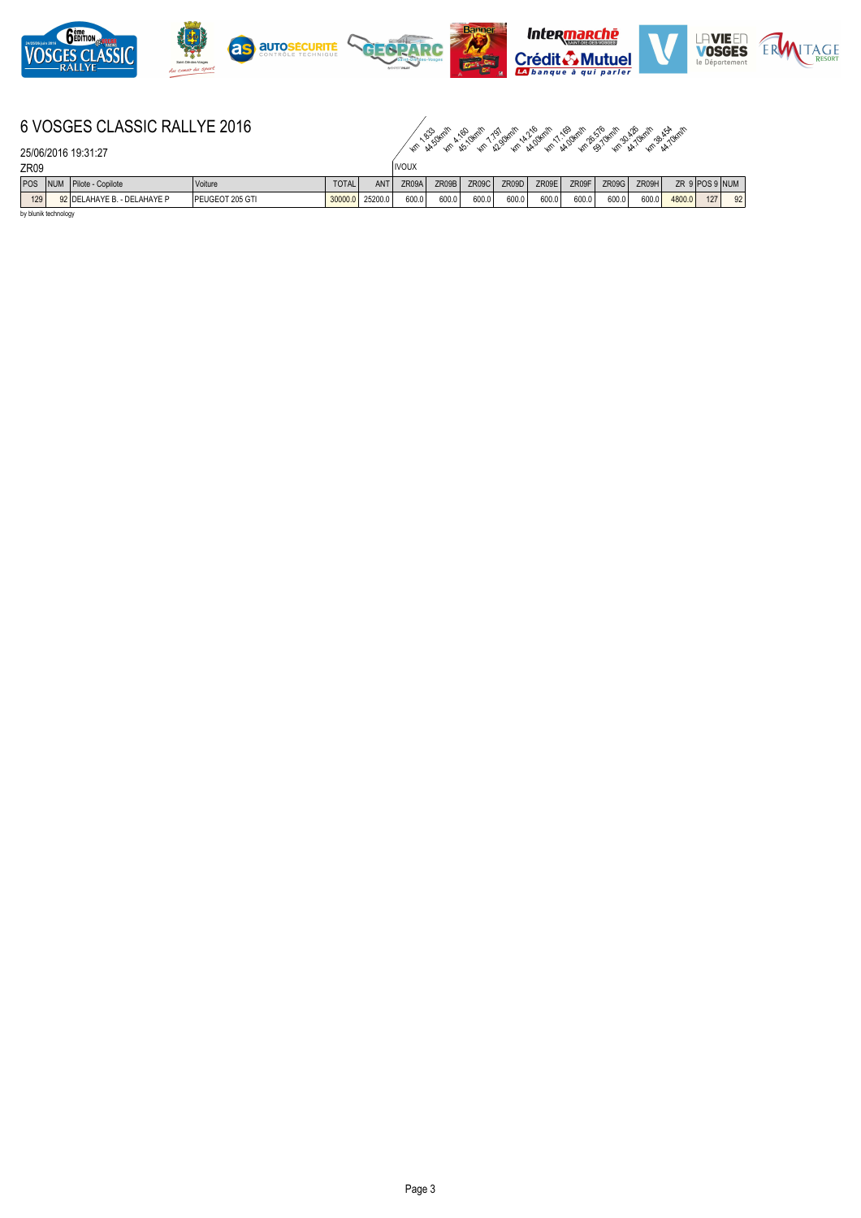# 6 VOSGES CLASSIC RALLYE 2016

25/06/2016 19:31:27

ZR09

IVOUX

km 1.833 44.50km/h · km 4.160 45.10km/h · km 7.797 42.50km/h · km 14.216 44.00km/h · km 17.169 44.00km/h · km 26.576 59.70km/h · km 30.426 44.70km/h · km 38.454 44.70km/h

| POS | NUM | Pilote - Copilote | Voiture | TOTAL | ANT | ZR09A | ZR09B | ZR09C | ZR09D | ZR09E | ZR09F | ZR09G | ZR09H | ZR 9 | POS 9 | NUM |
|---|---|---|---|---|---|---|---|---|---|---|---|---|---|---|---|---|
| 129 | 92 | DELAHAYE B. - DELAHAYE P | PEUGEOT 205 GTI | 30000.0 | 25200.0 | 600.0 | 600.0 | 600.0 | 600.0 | 600.0 | 600.0 | 600.0 | 600.0 | 4800.0 | 127 | 92 |

by blunik technology